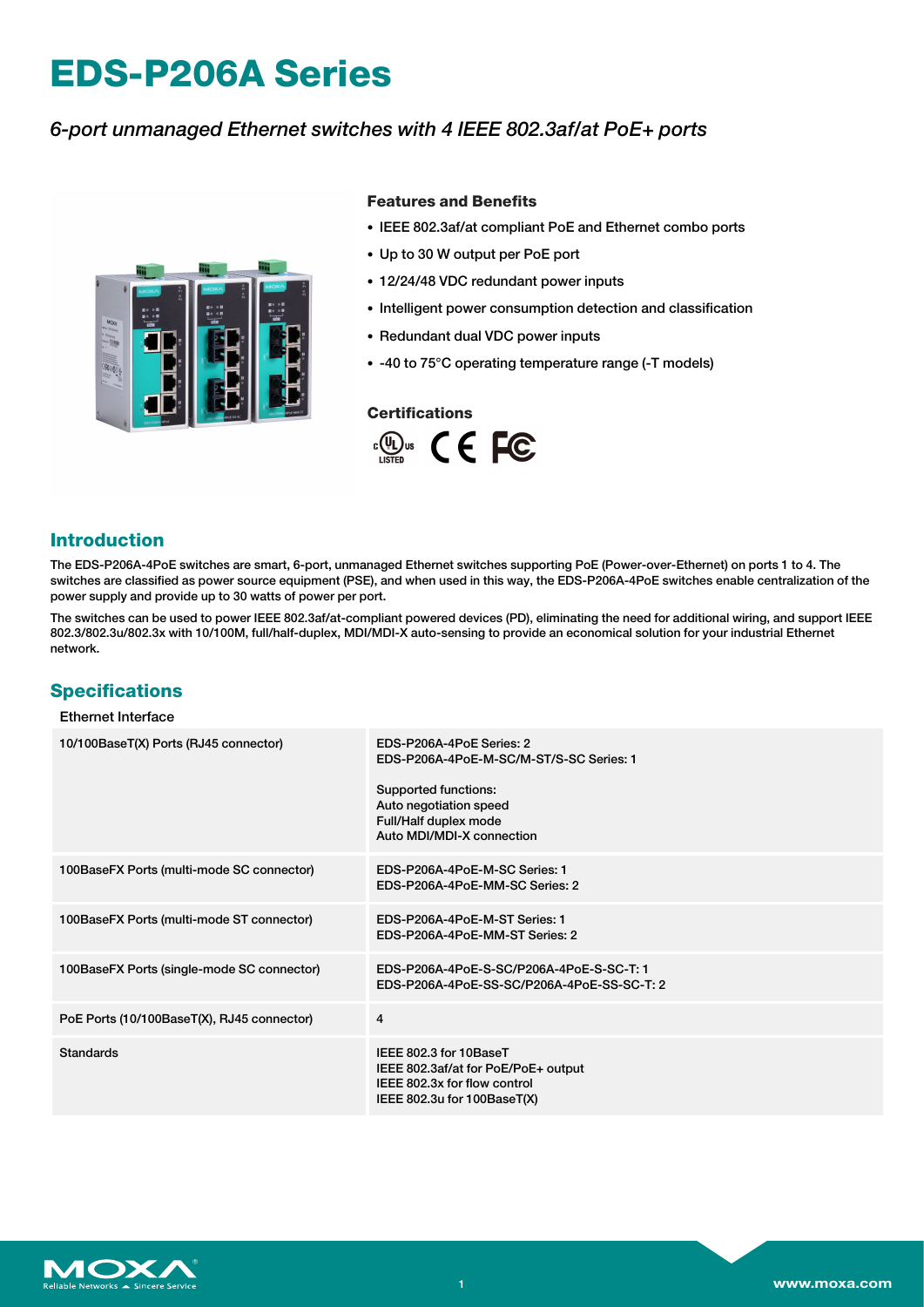# EDS-P206A Series

*6-port unmanaged Ethernet switches with 4 IEEE 802.3af/at PoE+ ports*

### Features and Benefits

- IEEE 802.3af/at compliant PoE and Ethernet combo ports
- Up to 30 W output per PoE port
- 12/24/48 VDC redundant power inputs
- Intelligent power consumption detection and classification
- Redundant dual VDC power inputs
- -40 to 75°C operating temperature range (-T models)

### Certifications

## Introduction

The EDS-P206A-4PoE switches are smart, 6-port, unmanaged Ethernet switches supporting PoE (Power-over-Ethernet) on ports 1 to 4. The switches are classified as power source equipment (PSE), and when used in this way, the EDS-P206A-4PoE switches enable centralization of the power supply and provide up to 30 watts of power per port.

The switches can be used to power IEEE 802.3af/at-compliant powered devices (PD), eliminating the need for additional wiring, and support IEEE 802.3/802.3u/802.3x with 10/100M, full/half-duplex, MDI/MDI-X auto-sensing to provide an economical solution for your industrial Ethernet network.

## Specifications

### Ethernet Interface

| | |
|---|---|
| 10/100BaseT(X) Ports (RJ45 connector) | EDS-P206A-4PoE Series: 2<br>EDS-P206A-4PoE-M-SC/M-ST/S-SC Series: 1<br><br>Supported functions:<br>Auto negotiation speed<br>Full/Half duplex mode<br>Auto MDI/MDI-X connection |
| 100BaseFX Ports (multi-mode SC connector) | EDS-P206A-4PoE-M-SC Series: 1<br>EDS-P206A-4PoE-MM-SC Series: 2 |
| 100BaseFX Ports (multi-mode ST connector) | EDS-P206A-4PoE-M-ST Series: 1<br>EDS-P206A-4PoE-MM-ST Series: 2 |
| 100BaseFX Ports (single-mode SC connector) | EDS-P206A-4PoE-S-SC/P206A-4PoE-S-SC-T: 1<br>EDS-P206A-4PoE-SS-SC/P206A-4PoE-SS-SC-T: 2 |
| PoE Ports (10/100BaseT(X), RJ45 connector) | 4 |
| Standards | IEEE 802.3 for 10BaseT<br>IEEE 802.3af/at for PoE/PoE+ output<br>IEEE 802.3x for flow control<br>IEEE 802.3u for 100BaseT(X) |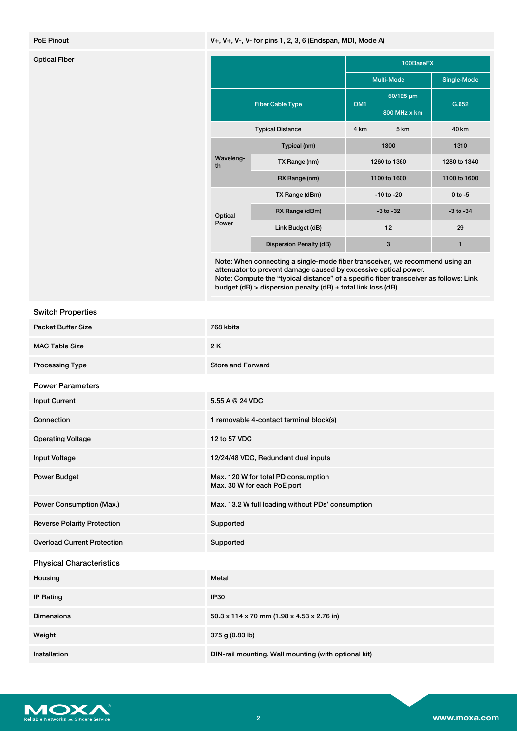| PoE Pinout | V+, V+, V-, V- for pins 1, 2, 3, 6 (Endspan, MDI, Mode A) |
|---|---|

**Optical Fiber**

| | | 100BaseFX | | |
|---|---|---|---|---|
| | | Multi-Mode | | Single-Mode |
| Fiber Cable Type | | OM1 | 50/125 µm 800 MHz x km | G.652 |
| Typical Distance | | 4 km | 5 km | 40 km |
| Wavelength | Typical (nm) | 1300 | | 1310 |
| | TX Range (nm) | 1260 to 1360 | | 1280 to 1340 |
| | RX Range (nm) | 1100 to 1600 | | 1100 to 1600 |
| Optical Power | TX Range (dBm) | -10 to -20 | | 0 to -5 |
| | RX Range (dBm) | -3 to -32 | | -3 to -34 |
| | Link Budget (dB) | 12 | | 29 |
| | Dispersion Penalty (dB) | 3 | | 1 |

Note: When connecting a single-mode fiber transceiver, we recommend using an attenuator to prevent damage caused by excessive optical power.
Note: Compute the “typical distance” of a specific fiber transceiver as follows: Link budget (dB) > dispersion penalty (dB) + total link loss (dB).

## Switch Properties

| | |
|---|---|
| Packet Buffer Size | 768 kbits |
| MAC Table Size | 2 K |
| Processing Type | Store and Forward |

## Power Parameters

| | |
|---|---|
| Input Current | 5.55 A @ 24 VDC |
| Connection | 1 removable 4-contact terminal block(s) |
| Operating Voltage | 12 to 57 VDC |
| Input Voltage | 12/24/48 VDC, Redundant dual inputs |
| Power Budget | Max. 120 W for total PD consumption<br>Max. 30 W for each PoE port |
| Power Consumption (Max.) | Max. 13.2 W full loading without PDs’ consumption |
| Reverse Polarity Protection | Supported |
| Overload Current Protection | Supported |

## Physical Characteristics

| | |
|---|---|
| Housing | Metal |
| IP Rating | IP30 |
| Dimensions | 50.3 x 114 x 70 mm (1.98 x 4.53 x 2.76 in) |
| Weight | 375 g (0.83 lb) |
| Installation | DIN-rail mounting, Wall mounting (with optional kit) |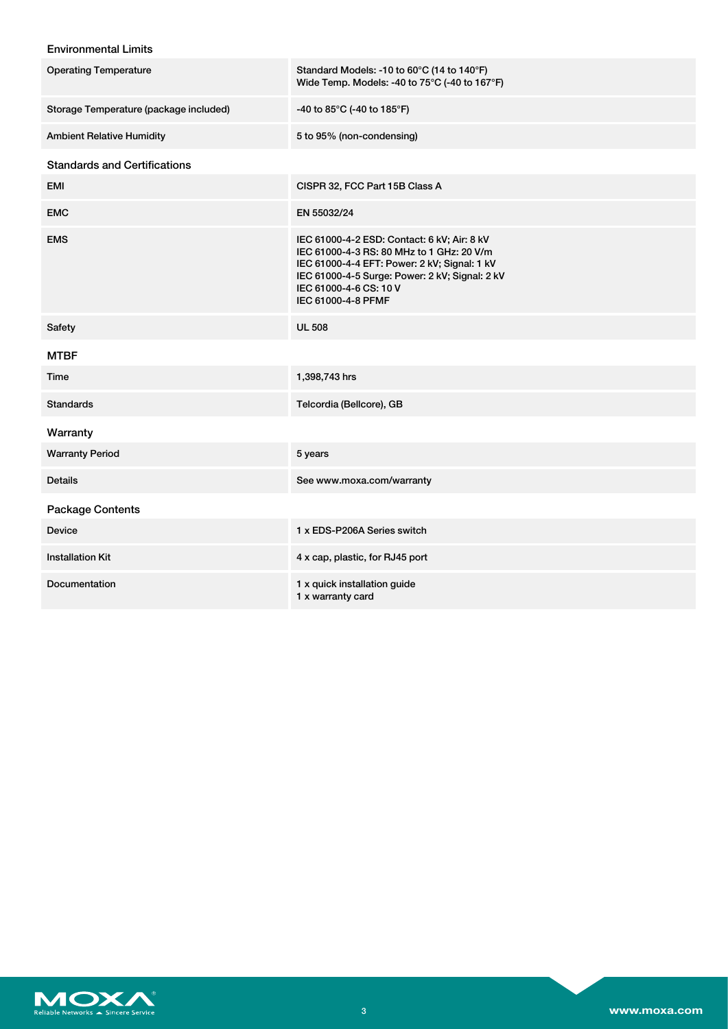### Environmental Limits

| | |
|---|---|
| Operating Temperature | Standard Models: -10 to 60°C (14 to 140°F)<br>Wide Temp. Models: -40 to 75°C (-40 to 167°F) |
| Storage Temperature (package included) | -40 to 85°C (-40 to 185°F) |
| Ambient Relative Humidity | 5 to 95% (non-condensing) |

### Standards and Certifications

| | |
|---|---|
| EMI | CISPR 32, FCC Part 15B Class A |
| EMC | EN 55032/24 |
| EMS | IEC 61000-4-2 ESD: Contact: 6 kV; Air: 8 kV<br>IEC 61000-4-3 RS: 80 MHz to 1 GHz: 20 V/m<br>IEC 61000-4-4 EFT: Power: 2 kV; Signal: 1 kV<br>IEC 61000-4-5 Surge: Power: 2 kV; Signal: 2 kV<br>IEC 61000-4-6 CS: 10 V<br>IEC 61000-4-8 PFMF |
| Safety | UL 508 |

### MTBF

| | |
|---|---|
| Time | 1,398,743 hrs |
| Standards | Telcordia (Bellcore), GB |

### Warranty

| | |
|---|---|
| Warranty Period | 5 years |
| Details | See www.moxa.com/warranty |

### Package Contents

| | |
|---|---|
| Device | 1 x EDS-P206A Series switch |
| Installation Kit | 4 x cap, plastic, for RJ45 port |
| Documentation | 1 x quick installation guide<br>1 x warranty card |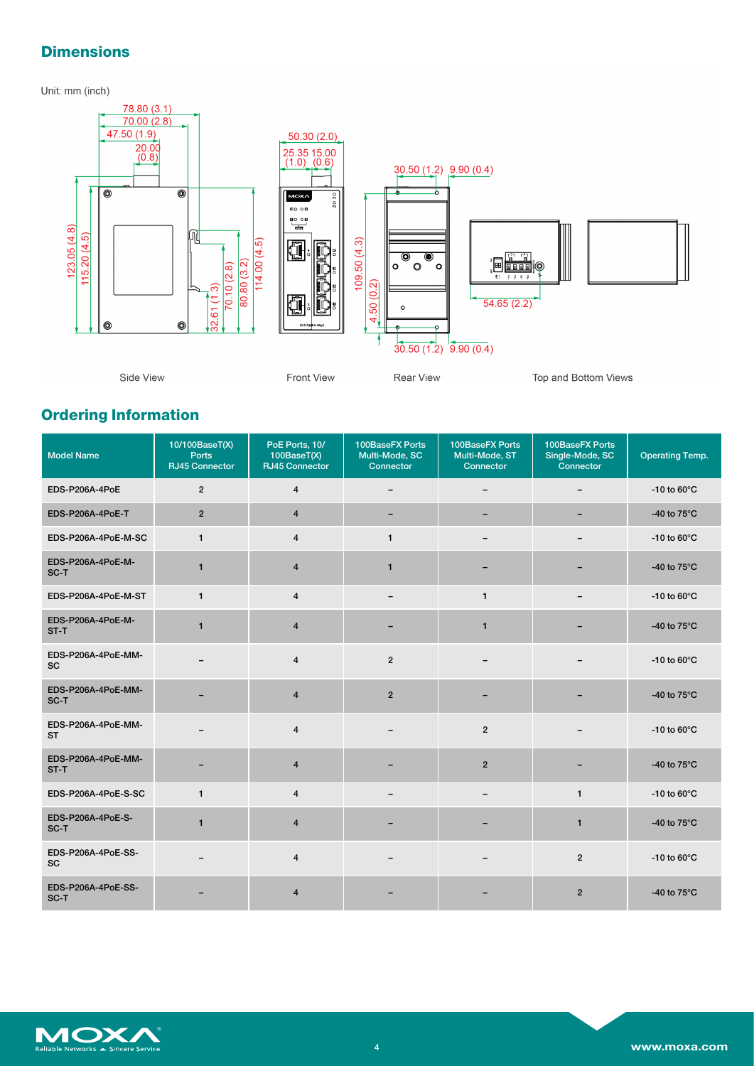## Dimensions

Unit: mm (inch)

Side View

Front View

Rear View

Top and Bottom Views

## Ordering Information

| Model Name | 10/100BaseT(X) Ports RJ45 Connector | PoE Ports, 10/ 100BaseT(X) RJ45 Connector | 100BaseFX Ports Multi-Mode, SC Connector | 100BaseFX Ports Multi-Mode, ST Connector | 100BaseFX Ports Single-Mode, SC Connector | Operating Temp. |
|---|---|---|---|---|---|---|
| EDS-P206A-4PoE | 2 | 4 | – | – | – | -10 to 60°C |
| EDS-P206A-4PoE-T | 2 | 4 | – | – | – | -40 to 75°C |
| EDS-P206A-4PoE-M-SC | 1 | 4 | 1 | – | – | -10 to 60°C |
| EDS-P206A-4PoE-M-SC-T | 1 | 4 | 1 | – | – | -40 to 75°C |
| EDS-P206A-4PoE-M-ST | 1 | 4 | – | 1 | – | -10 to 60°C |
| EDS-P206A-4PoE-M-ST-T | 1 | 4 | – | 1 | – | -40 to 75°C |
| EDS-P206A-4PoE-MM-SC | – | 4 | 2 | – | – | -10 to 60°C |
| EDS-P206A-4PoE-MM-SC-T | – | 4 | 2 | – | – | -40 to 75°C |
| EDS-P206A-4PoE-MM-ST | – | 4 | – | 2 | – | -10 to 60°C |
| EDS-P206A-4PoE-MM-ST-T | – | 4 | – | 2 | – | -40 to 75°C |
| EDS-P206A-4PoE-S-SC | 1 | 4 | – | – | 1 | -10 to 60°C |
| EDS-P206A-4PoE-S-SC-T | 1 | 4 | – | – | 1 | -40 to 75°C |
| EDS-P206A-4PoE-SS-SC | – | 4 | – | – | 2 | -10 to 60°C |
| EDS-P206A-4PoE-SS-SC-T | – | 4 | – | – | 2 | -40 to 75°C |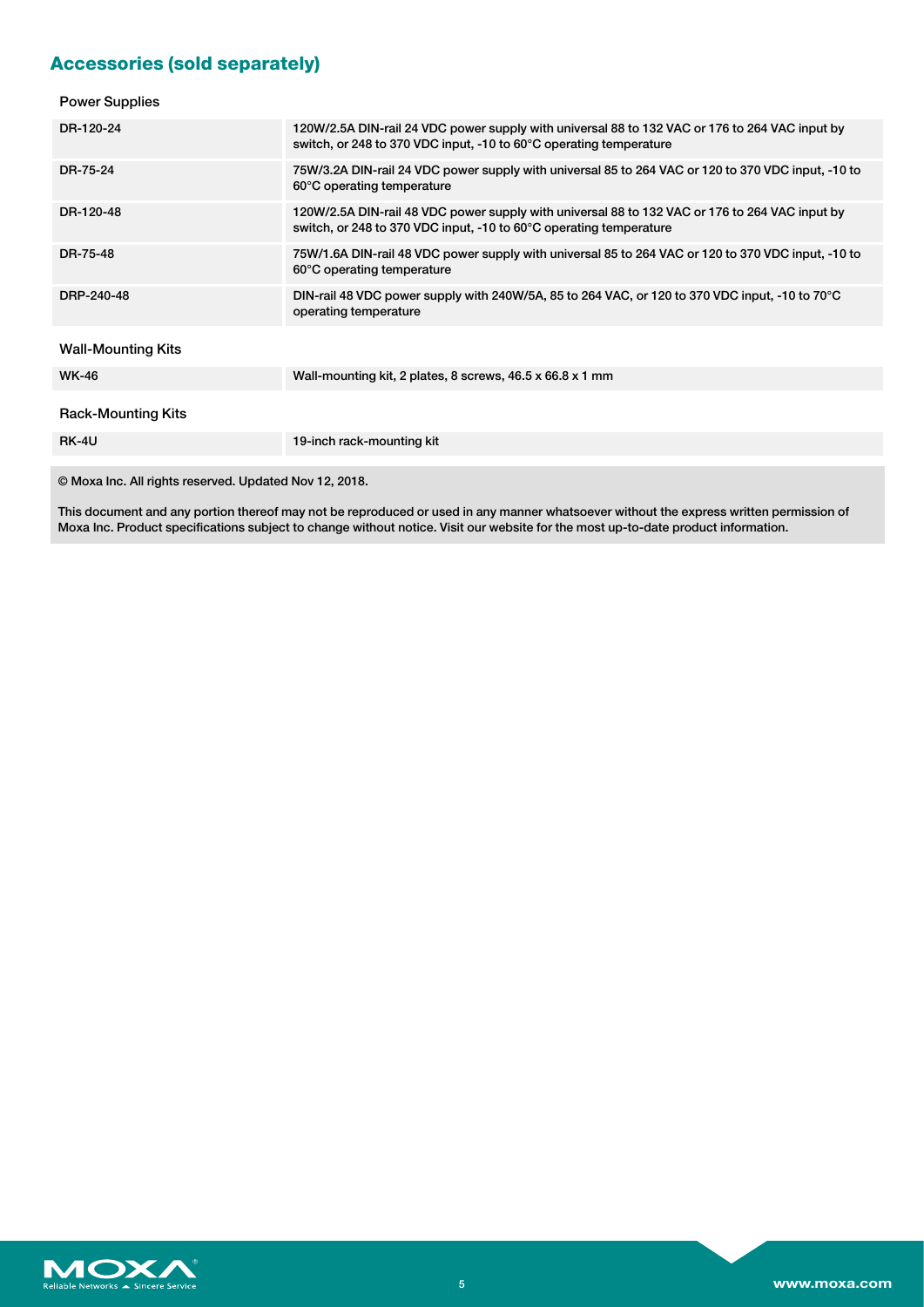## Accessories (sold separately)

### Power Supplies

| | |
|---|---|
| DR-120-24 | 120W/2.5A DIN-rail 24 VDC power supply with universal 88 to 132 VAC or 176 to 264 VAC input by switch, or 248 to 370 VDC input, -10 to 60°C operating temperature |
| DR-75-24 | 75W/3.2A DIN-rail 24 VDC power supply with universal 85 to 264 VAC or 120 to 370 VDC input, -10 to 60°C operating temperature |
| DR-120-48 | 120W/2.5A DIN-rail 48 VDC power supply with universal 88 to 132 VAC or 176 to 264 VAC input by switch, or 248 to 370 VDC input, -10 to 60°C operating temperature |
| DR-75-48 | 75W/1.6A DIN-rail 48 VDC power supply with universal 85 to 264 VAC or 120 to 370 VDC input, -10 to 60°C operating temperature |
| DRP-240-48 | DIN-rail 48 VDC power supply with 240W/5A, 85 to 264 VAC, or 120 to 370 VDC input, -10 to 70°C operating temperature |

### Wall-Mounting Kits

| | |
|---|---|
| WK-46 | Wall-mounting kit, 2 plates, 8 screws, 46.5 x 66.8 x 1 mm |

### Rack-Mounting Kits

| | |
|---|---|
| RK-4U | 19-inch rack-mounting kit |

© Moxa Inc. All rights reserved. Updated Nov 12, 2018.

This document and any portion thereof may not be reproduced or used in any manner whatsoever without the express written permission of Moxa Inc. Product specifications subject to change without notice. Visit our website for the most up-to-date product information.